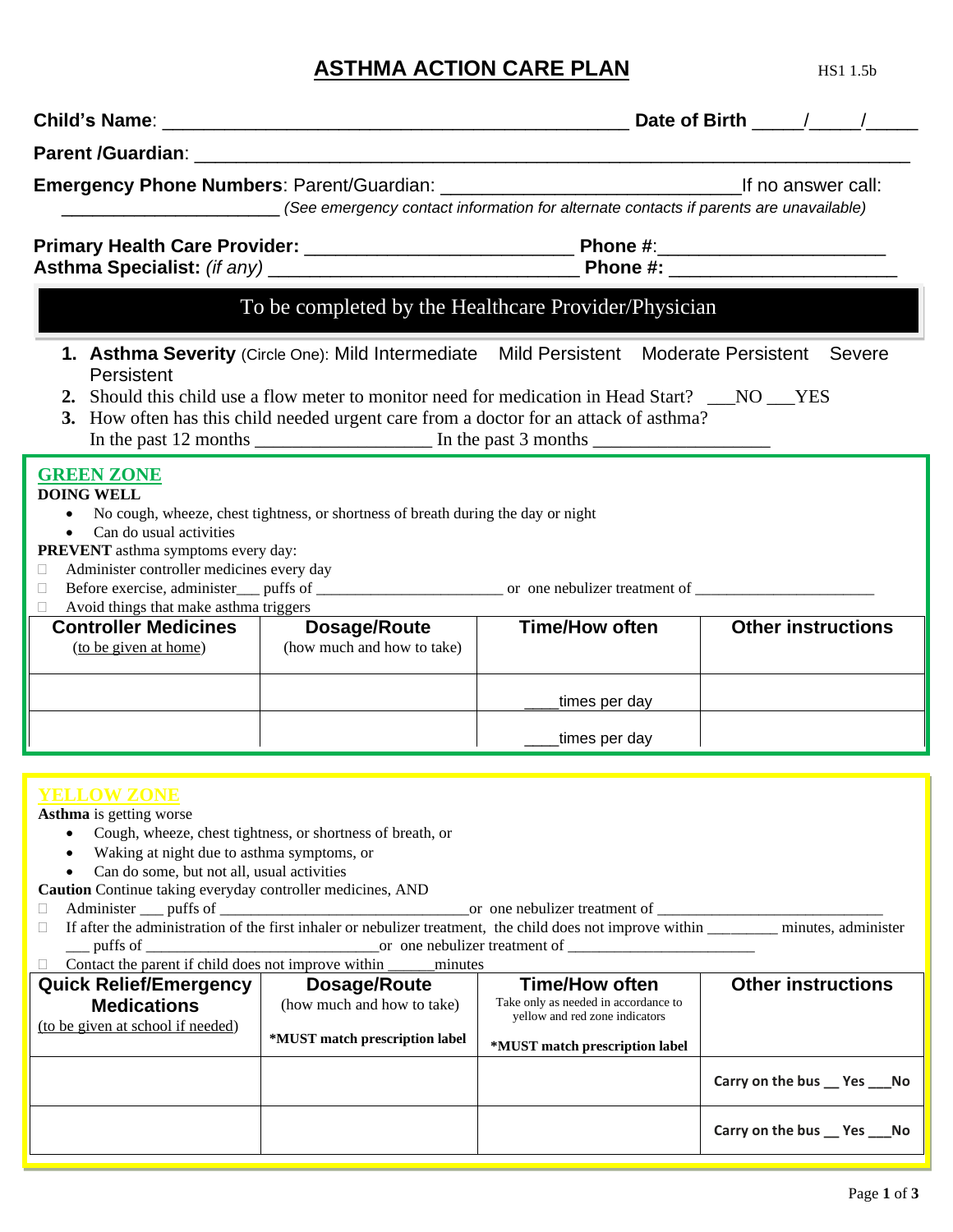# ASHTMA ACTION CARE PLAN

HS1 1.5b

**Child's Name**: _____________________________________________ **Date of Birth** _____/_____/_____

**Parent /Guardian**: ___________________________________________________________________

**Emergency Phone Numbers**: Parent/Guardian: ____________________________If no answer call: ______________________ *(See emergency contact information for alternate contacts if parents are unavailable)*

**Primary Health Care Provider:** __________________________ **Phone #**:______________________
**Asthma Specialist:** *(if any)* ______________________________ **Phone #:** ______________________

## To be completed by the Healthcare Provider/Physician

1. **Asthma Severity** (Circle One): Mild Intermediate Mild Persistent Moderate Persistent Severe Persistent
2. Should this child use a flow meter to monitor need for medication in Head Start? ___NO ___YES
3. How often has this child needed urgent care from a doctor for an attack of asthma?
   In the past 12 months __________________ In the past 3 months __________________

## GREEN ZONE

**DOING WELL**

- No cough, wheeze, chest tightness, or shortness of breath during the day or night
- Can do usual activities

**PREVENT** asthma symptoms every day:

- ☐ Administer controller medicines every day
- ☐ Before exercise, administer___ puffs of _______________________ or one nebulizer treatment of ______________________
- ☐ Avoid things that make asthma triggers

| Controller Medicines (to be given at home) | Dosage/Route (how much and how to take) | Time/How often | Other instructions |
|---|---|---|---|
| | | ____times per day | |
| | | ____times per day | |

## YELLOW ZONE

**Asthma** is getting worse

- Cough, wheeze, chest tightness, or shortness of breath, or
- Waking at night due to asthma symptoms, or
- Can do some, but not all, usual activities

**Caution** Continue taking everyday controller medicines, AND

- ☐ Administer ___ puffs of ________________________________or one nebulizer treatment of ____________________________
- ☐ If after the administration of the first inhaler or nebulizer treatment, the child does not improve within _________ minutes, administer ___ puffs of ______________________________or one nebulizer treatment of ________________________
- ☐ Contact the parent if child does not improve within ______minutes

| Quick Relief/Emergency Medications (to be given at school if needed) | Dosage/Route (how much and how to take) *MUST match prescription label | Time/How often Take only as needed in accordance to yellow and red zone indicators *MUST match prescription label | Other instructions |
|---|---|---|---|
| | | | Carry on the bus __ Yes ___No |
| | | | Carry on the bus __ Yes ___No |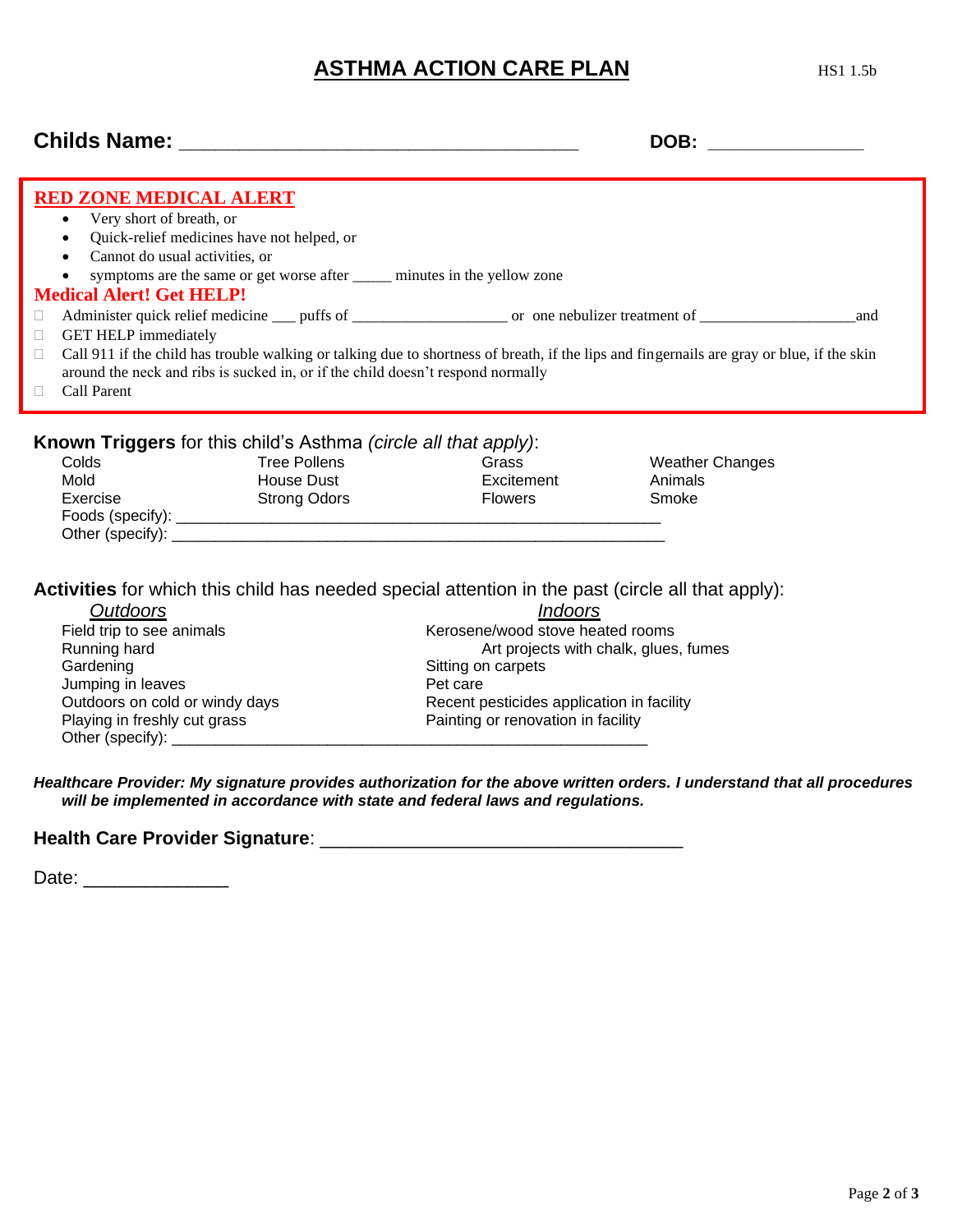# ASTHMA ACTION CARE PLAN

HS1 1.5b

**Childs Name:** ______________________________________ **DOB:** _______________

## RED ZONE MEDICAL ALERT

- Very short of breath, or
- Quick-relief medicines have not helped, or
- Cannot do usual activities, or
- symptoms are the same or get worse after _____ minutes in the yellow zone

**Medical Alert! Get HELP!**

- ☐ Administer quick relief medicine ___ puffs of ___________________ or one nebulizer treatment of ___________________and
- ☐ GET HELP immediately
- ☐ Call 911 if the child has trouble walking or talking due to shortness of breath, if the lips and fingernails are gray or blue, if the skin around the neck and ribs is sucked in, or if the child doesn't respond normally
- ☐ Call Parent

**Known Triggers** for this child's Asthma *(circle all that apply)*:

| | | | |
|---|---|---|---|
| Colds | Tree Pollens | Grass | Weather Changes |
| Mold | House Dust | Excitement | Animals |
| Exercise | Strong Odors | Flowers | Smoke |

Foods (specify): ________________________________________________________

Other (specify): _________________________________________________________

**Activities** for which this child has needed special attention in the past (circle all that apply):

| *Outdoors* | *Indoors* |
|---|---|
| Field trip to see animals | Kerosene/wood stove heated rooms |
| Running hard | Art projects with chalk, glues, fumes |
| Gardening | Sitting on carpets |
| Jumping in leaves | Pet care |
| Outdoors on cold or windy days | Recent pesticides application in facility |
| Playing in freshly cut grass | Painting or renovation in facility |

Other (specify): ________________________________________________________

***Healthcare Provider: My signature provides authorization for the above written orders. I understand that all procedures will be implemented in accordance with state and federal laws and regulations.***

**Health Care Provider Signature**: __________________________________

Date: ______________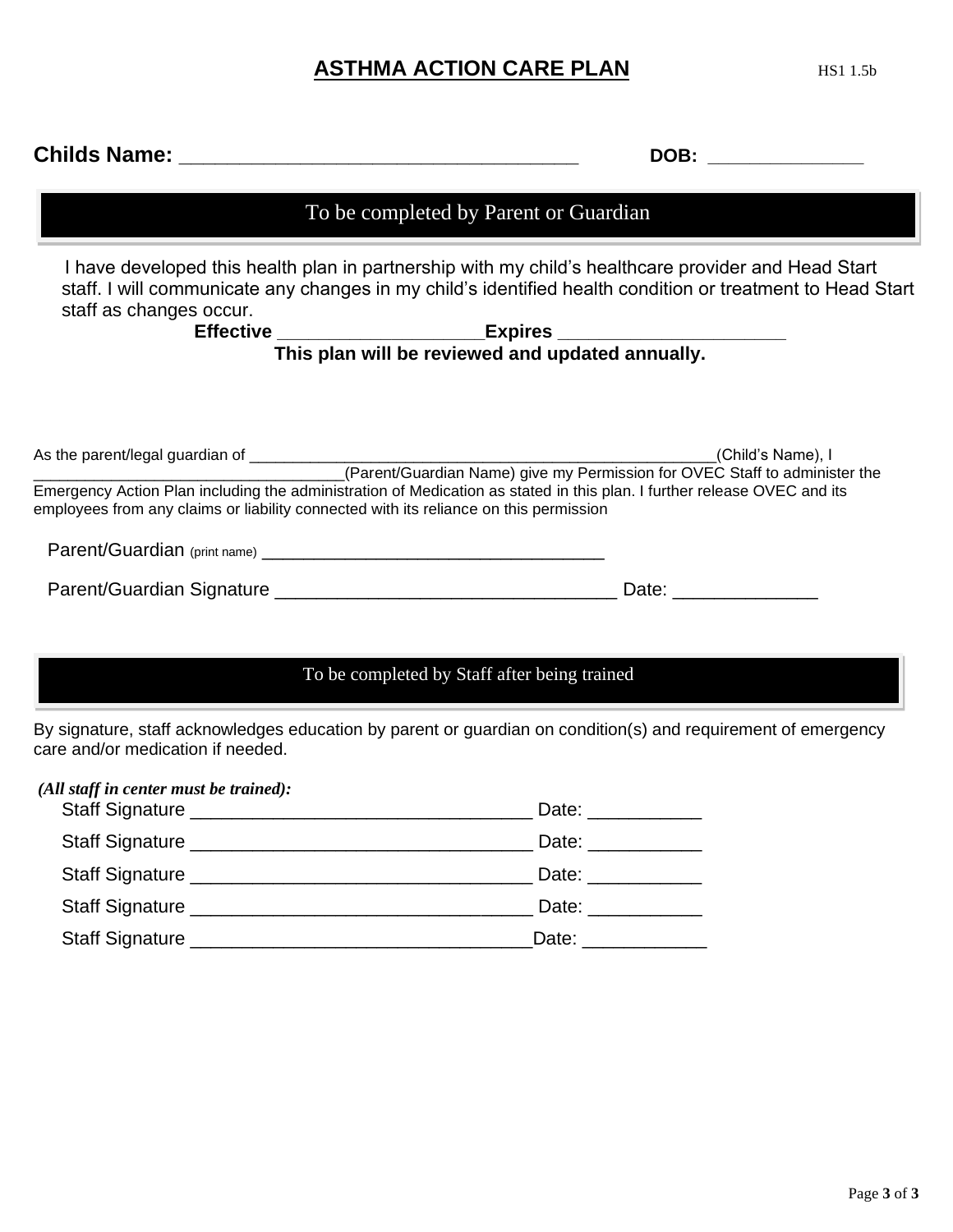# ASTHMA ACTION CARE PLAN

HS1 1.5b

**Childs Name:** ____________________________________ **DOB:** _______________

## To be completed by Parent or Guardian

I have developed this health plan in partnership with my child's healthcare provider and Head Start staff. I will communicate any changes in my child's identified health condition or treatment to Head Start staff as changes occur.

**Effective** ____________________**Expires** ______________________

**This plan will be reviewed and updated annually.**

As the parent/legal guardian of ________________________________________________________(Child's Name), I ____________________________________(Parent/Guardian Name) give my Permission for OVEC Staff to administer the Emergency Action Plan including the administration of Medication as stated in this plan. I further release OVEC and its employees from any claims or liability connected with its reliance on this permission

Parent/Guardian (print name) _________________________________

Parent/Guardian Signature _________________________________ Date: _____________

## To be completed by Staff after being trained

By signature, staff acknowledges education by parent or guardian on condition(s) and requirement of emergency care and/or medication if needed.

***(All staff in center must be trained):***

Staff Signature ________________________________ Date: __________

Staff Signature ________________________________ Date: __________

Staff Signature ________________________________ Date: __________

Staff Signature ________________________________ Date: __________

Staff Signature ________________________________Date: ___________